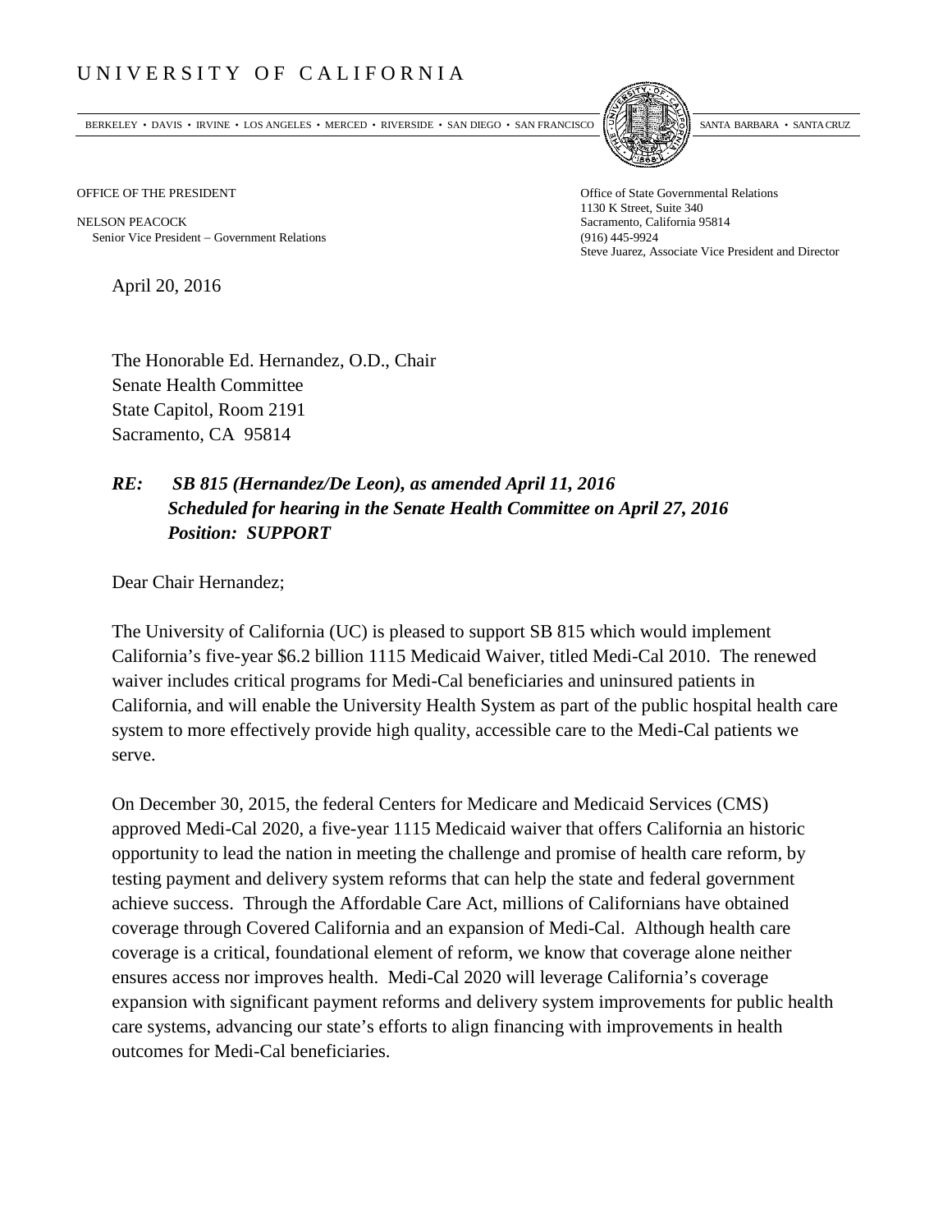# UNIVERSITY OF CALIFORNIA

BERKELEY • DAVIS • IRVINE • LOS ANGELES • MERCED • RIVERSIDE • SAN DIEGO • SAN FRANCISCO SANTA BARBARA • SANTA CRUZ

OFFICE OF THE PRESIDENT

NELSON PEACOCK
Senior Vice President – Government Relations

Office of State Governmental Relations
1130 K Street, Suite 340
Sacramento, California 95814
(916) 445-9924
Steve Juarez, Associate Vice President and Director

April 20, 2016

The Honorable Ed. Hernandez, O.D., Chair
Senate Health Committee
State Capitol, Room 2191
Sacramento, CA 95814

***RE: SB 815 (Hernandez/De Leon), as amended April 11, 2016***
***Scheduled for hearing in the Senate Health Committee on April 27, 2016***
***Position: SUPPORT***

Dear Chair Hernandez;

The University of California (UC) is pleased to support SB 815 which would implement California's five-year $6.2 billion 1115 Medicaid Waiver, titled Medi-Cal 2010. The renewed waiver includes critical programs for Medi-Cal beneficiaries and uninsured patients in California, and will enable the University Health System as part of the public hospital health care system to more effectively provide high quality, accessible care to the Medi-Cal patients we serve.

On December 30, 2015, the federal Centers for Medicare and Medicaid Services (CMS) approved Medi-Cal 2020, a five-year 1115 Medicaid waiver that offers California an historic opportunity to lead the nation in meeting the challenge and promise of health care reform, by testing payment and delivery system reforms that can help the state and federal government achieve success. Through the Affordable Care Act, millions of Californians have obtained coverage through Covered California and an expansion of Medi-Cal. Although health care coverage is a critical, foundational element of reform, we know that coverage alone neither ensures access nor improves health. Medi-Cal 2020 will leverage California's coverage expansion with significant payment reforms and delivery system improvements for public health care systems, advancing our state's efforts to align financing with improvements in health outcomes for Medi-Cal beneficiaries.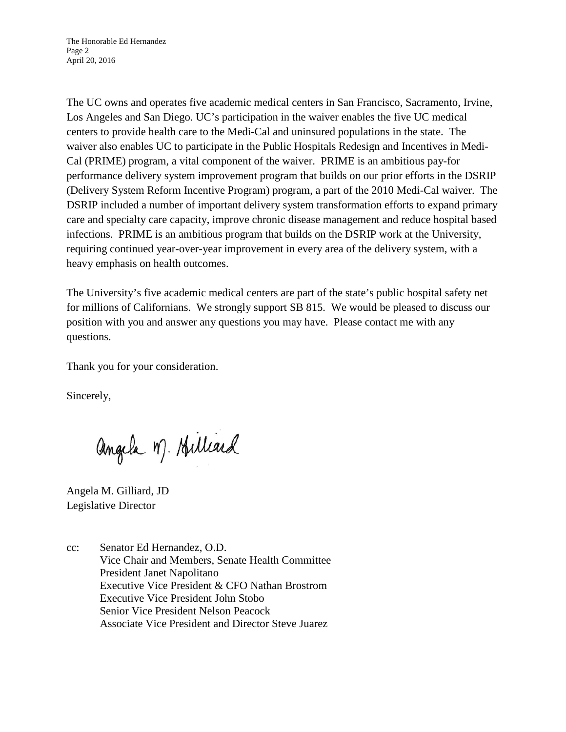The UC owns and operates five academic medical centers in San Francisco, Sacramento, Irvine, Los Angeles and San Diego. UC's participation in the waiver enables the five UC medical centers to provide health care to the Medi-Cal and uninsured populations in the state. The waiver also enables UC to participate in the Public Hospitals Redesign and Incentives in Medi-Cal (PRIME) program, a vital component of the waiver. PRIME is an ambitious pay-for performance delivery system improvement program that builds on our prior efforts in the DSRIP (Delivery System Reform Incentive Program) program, a part of the 2010 Medi-Cal waiver. The DSRIP included a number of important delivery system transformation efforts to expand primary care and specialty care capacity, improve chronic disease management and reduce hospital based infections. PRIME is an ambitious program that builds on the DSRIP work at the University, requiring continued year-over-year improvement in every area of the delivery system, with a heavy emphasis on health outcomes.

The University's five academic medical centers are part of the state's public hospital safety net for millions of Californians. We strongly support SB 815. We would be pleased to discuss our position with you and answer any questions you may have. Please contact me with any questions.

Thank you for your consideration.

Sincerely,

Angela M. Gilliard

Angela M. Gilliard, JD
Legislative Director

cc: Senator Ed Hernandez, O.D.
Vice Chair and Members, Senate Health Committee
President Janet Napolitano
Executive Vice President & CFO Nathan Brostrom
Executive Vice President John Stobo
Senior Vice President Nelson Peacock
Associate Vice President and Director Steve Juarez